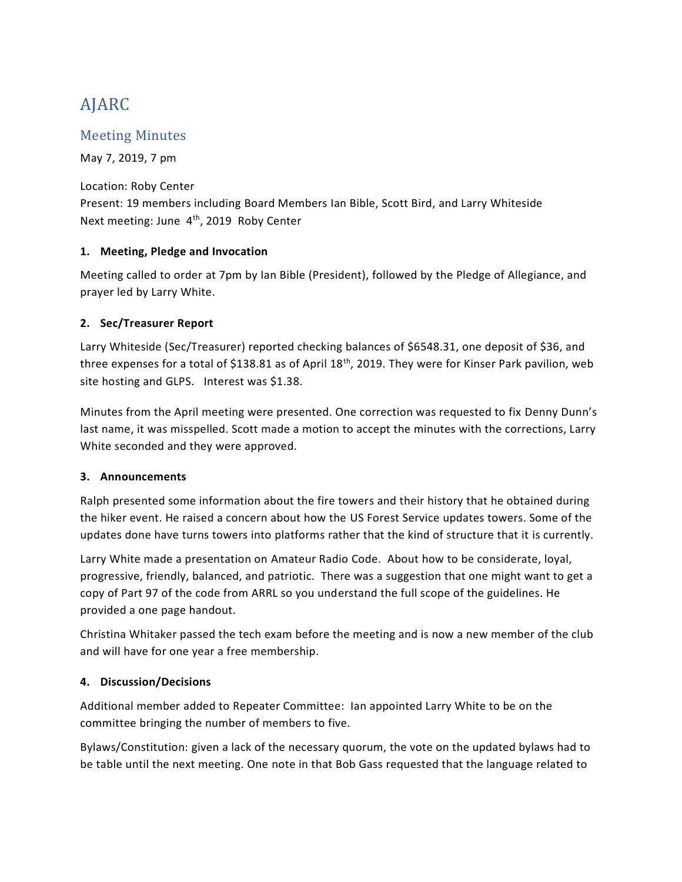# AJARC

## Meeting Minutes

May 7, 2019, 7 pm

Location: Roby Center
Present: 19 members including Board Members Ian Bible, Scott Bird, and Larry Whiteside
Next meeting: June 4th, 2019 Roby Center

### 1. Meeting, Pledge and Invocation

Meeting called to order at 7pm by Ian Bible (President), followed by the Pledge of Allegiance, and prayer led by Larry White.

### 2. Sec/Treasurer Report

Larry Whiteside (Sec/Treasurer) reported checking balances of $6548.31, one deposit of $36, and three expenses for a total of $138.81 as of April 18th, 2019. They were for Kinser Park pavilion, web site hosting and GLPS. Interest was $1.38.

Minutes from the April meeting were presented. One correction was requested to fix Denny Dunn's last name, it was misspelled. Scott made a motion to accept the minutes with the corrections, Larry White seconded and they were approved.

### 3. Announcements

Ralph presented some information about the fire towers and their history that he obtained during the hiker event. He raised a concern about how the US Forest Service updates towers. Some of the updates done have turns towers into platforms rather that the kind of structure that it is currently.

Larry White made a presentation on Amateur Radio Code. About how to be considerate, loyal, progressive, friendly, balanced, and patriotic. There was a suggestion that one might want to get a copy of Part 97 of the code from ARRL so you understand the full scope of the guidelines. He provided a one page handout.

Christina Whitaker passed the tech exam before the meeting and is now a new member of the club and will have for one year a free membership.

### 4. Discussion/Decisions

Additional member added to Repeater Committee: Ian appointed Larry White to be on the committee bringing the number of members to five.

Bylaws/Constitution: given a lack of the necessary quorum, the vote on the updated bylaws had to be table until the next meeting. One note in that Bob Gass requested that the language related to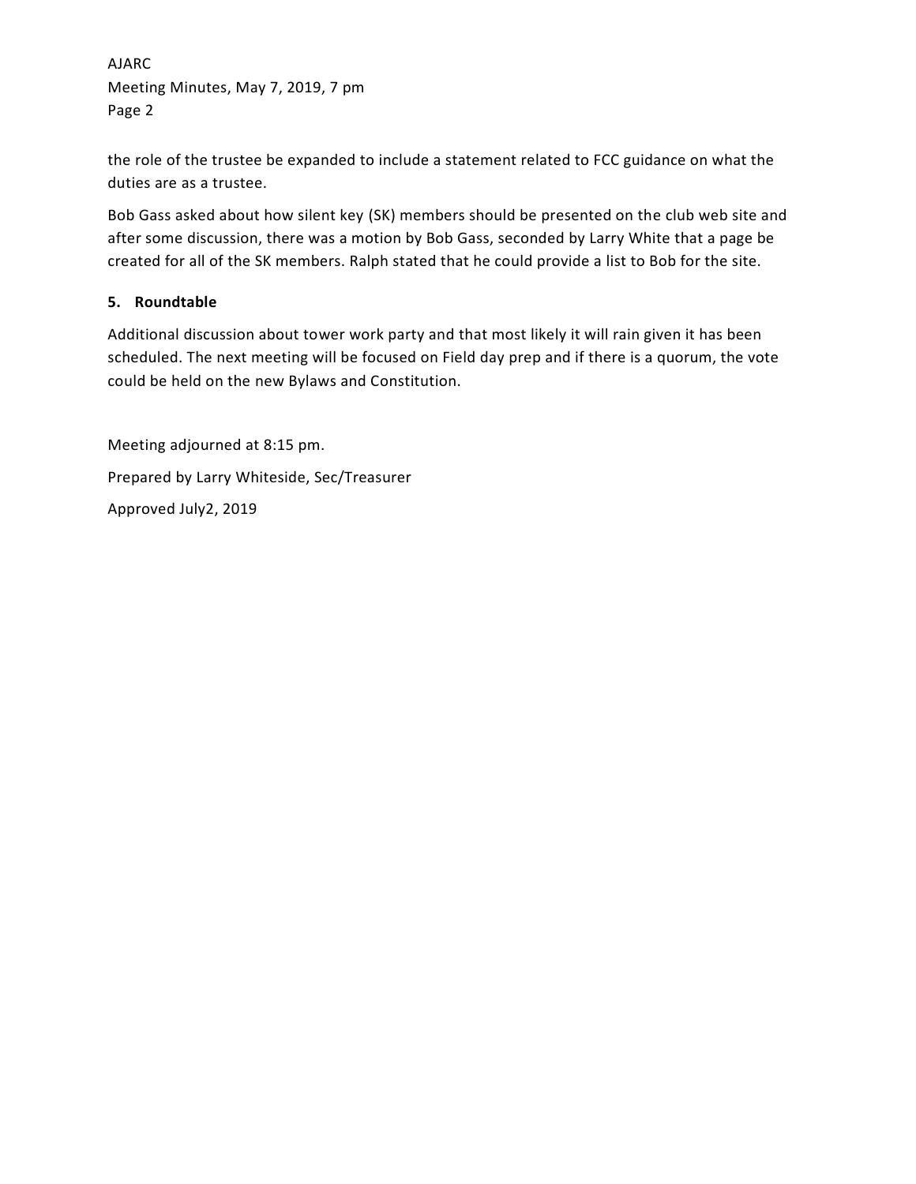the role of the trustee be expanded to include a statement related to FCC guidance on what the duties are as a trustee.

Bob Gass asked about how silent key (SK) members should be presented on the club web site and after some discussion, there was a motion by Bob Gass, seconded by Larry White that a page be created for all of the SK members. Ralph stated that he could provide a list to Bob for the site.

**5. Roundtable**

Additional discussion about tower work party and that most likely it will rain given it has been scheduled. The next meeting will be focused on Field day prep and if there is a quorum, the vote could be held on the new Bylaws and Constitution.

Meeting adjourned at 8:15 pm.

Prepared by Larry Whiteside, Sec/Treasurer

Approved July2, 2019